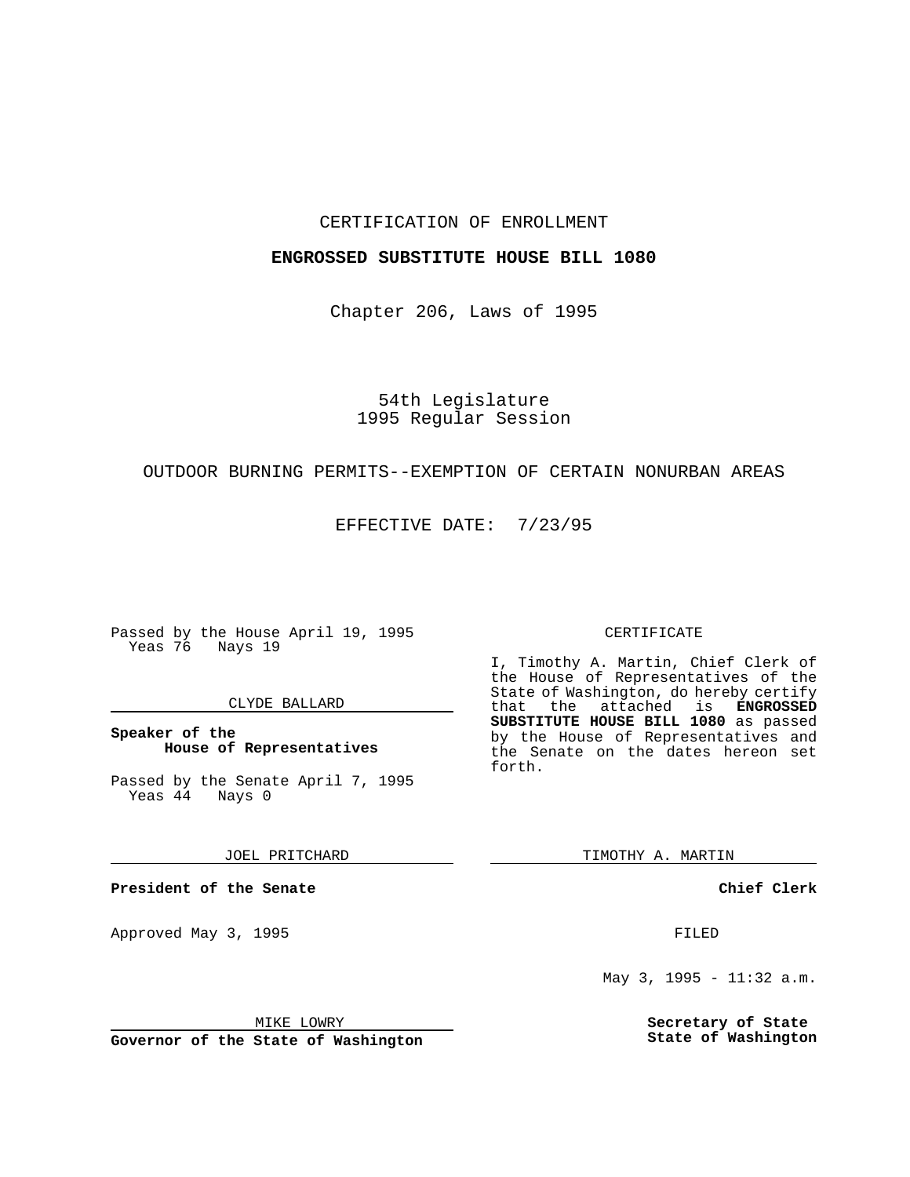CERTIFICATION OF ENROLLMENT

**ENGROSSED SUBSTITUTE HOUSE BILL 1080**

Chapter 206, Laws of 1995

54th Legislature
1995 Regular Session

OUTDOOR BURNING PERMITS--EXEMPTION OF CERTAIN NONURBAN AREAS

EFFECTIVE DATE: 7/23/95

Passed by the House April 19, 1995
Yeas 76 Nays 19

CLYDE BALLARD

**Speaker of the House of Representatives**

Passed by the Senate April 7, 1995
Yeas 44 Nays 0

JOEL PRITCHARD

**President of the Senate**

Approved May 3, 1995

MIKE LOWRY

**Governor of the State of Washington**

CERTIFICATE

I, Timothy A. Martin, Chief Clerk of the House of Representatives of the State of Washington, do hereby certify that the attached is **ENGROSSED SUBSTITUTE HOUSE BILL 1080** as passed by the House of Representatives and the Senate on the dates hereon set forth.

TIMOTHY A. MARTIN

**Chief Clerk**

FILED

May 3, 1995 - 11:32 a.m.

**Secretary of State**
**State of Washington**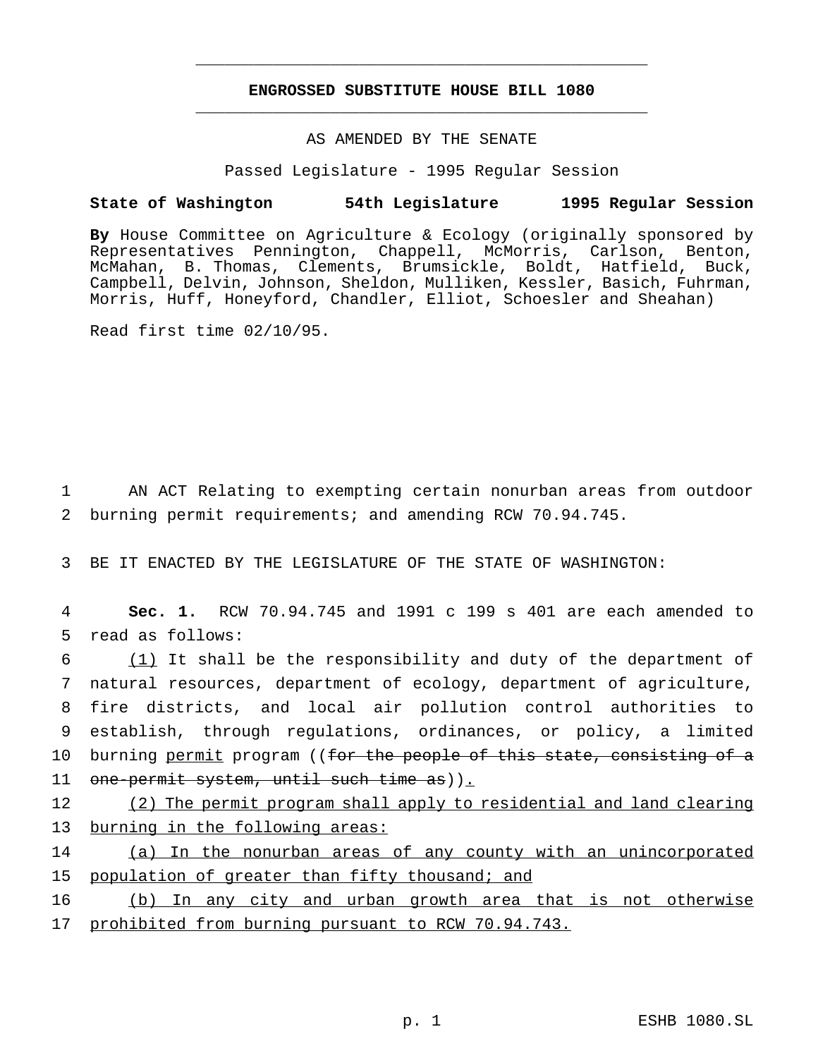# ENGROSSED SUBSTITUTE HOUSE BILL 1080

AS AMENDED BY THE SENATE

Passed Legislature - 1995 Regular Session

**State of Washington 54th Legislature 1995 Regular Session**

**By** House Committee on Agriculture & Ecology (originally sponsored by Representatives Pennington, Chappell, McMorris, Carlson, Benton, McMahan, B. Thomas, Clements, Brumsickle, Boldt, Hatfield, Buck, Campbell, Delvin, Johnson, Sheldon, Mulliken, Kessler, Basich, Fuhrman, Morris, Huff, Honeyford, Chandler, Elliot, Schoesler and Sheahan)

Read first time 02/10/95.

1 AN ACT Relating to exempting certain nonurban areas from outdoor
2 burning permit requirements; and amending RCW 70.94.745.

3 BE IT ENACTED BY THE LEGISLATURE OF THE STATE OF WASHINGTON:

4 **Sec. 1.** RCW 70.94.745 and 1991 c 199 s 401 are each amended to
5 read as follows:

6 <u>(1)</u> It shall be the responsibility and duty of the department of
7 natural resources, department of ecology, department of agriculture,
8 fire districts, and local air pollution control authorities to
9 establish, through regulations, ordinances, or policy, a limited
10 burning <u>permit</u> program ((~~for the people of this state, consisting of a~~
11 ~~one-permit system, until such time as~~))<u>.</u>

12 <u>(2) The permit program shall apply to residential and land clearing</u>
13 <u>burning in the following areas:</u>

14 <u>(a) In the nonurban areas of any county with an unincorporated</u>
15 <u>population of greater than fifty thousand; and</u>

16 <u>(b) In any city and urban growth area that is not otherwise</u>
17 <u>prohibited from burning pursuant to RCW 70.94.743.</u>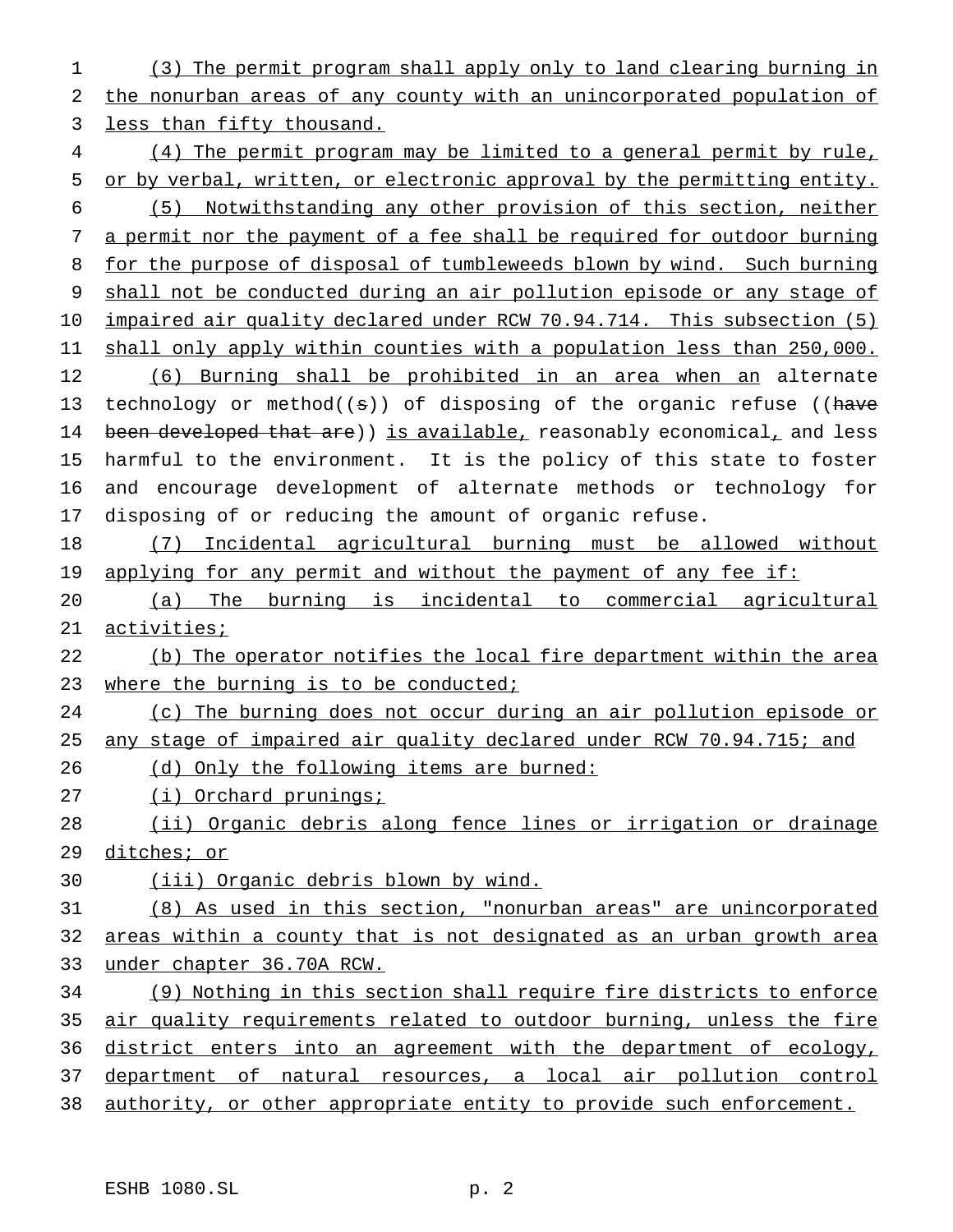(3) The permit program shall apply only to land clearing burning in the nonurban areas of any county with an unincorporated population of less than fifty thousand.

(4) The permit program may be limited to a general permit by rule, or by verbal, written, or electronic approval by the permitting entity.

(5) Notwithstanding any other provision of this section, neither a permit nor the payment of a fee shall be required for outdoor burning for the purpose of disposal of tumbleweeds blown by wind. Such burning shall not be conducted during an air pollution episode or any stage of impaired air quality declared under RCW 70.94.714. This subsection (5) shall only apply within counties with a population less than 250,000.

(6) Burning shall be prohibited in an area when an alternate technology or method((s)) of disposing of the organic refuse ((have been developed that are)) is available, reasonably economical, and less harmful to the environment. It is the policy of this state to foster and encourage development of alternate methods or technology for disposing of or reducing the amount of organic refuse.

(7) Incidental agricultural burning must be allowed without applying for any permit and without the payment of any fee if:

(a) The burning is incidental to commercial agricultural activities;

(b) The operator notifies the local fire department within the area where the burning is to be conducted;

(c) The burning does not occur during an air pollution episode or any stage of impaired air quality declared under RCW 70.94.715; and

(d) Only the following items are burned:

(i) Orchard prunings;

(ii) Organic debris along fence lines or irrigation or drainage ditches; or

(iii) Organic debris blown by wind.

(8) As used in this section, "nonurban areas" are unincorporated areas within a county that is not designated as an urban growth area under chapter 36.70A RCW.

(9) Nothing in this section shall require fire districts to enforce air quality requirements related to outdoor burning, unless the fire district enters into an agreement with the department of ecology, department of natural resources, a local air pollution control authority, or other appropriate entity to provide such enforcement.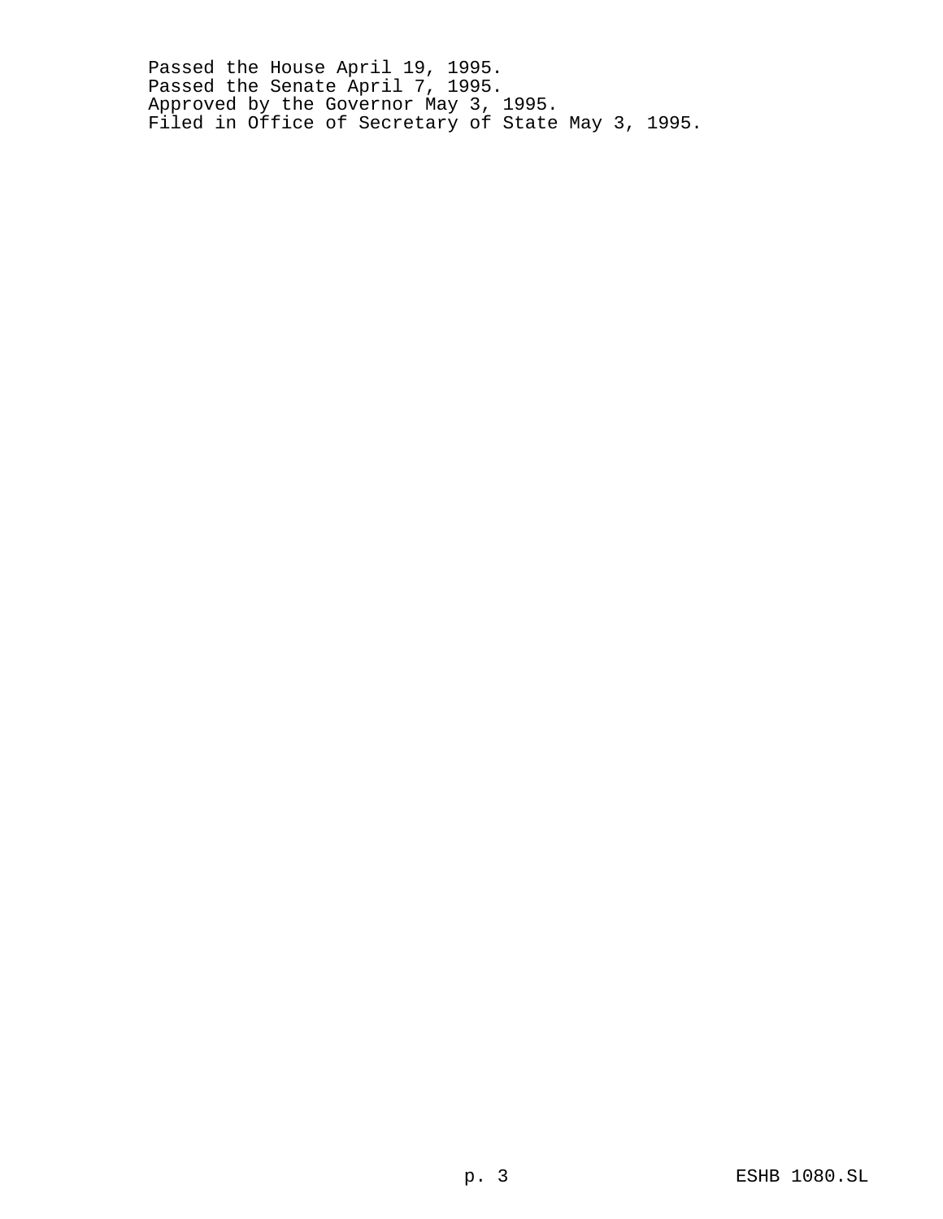Passed the House April 19, 1995.
Passed the Senate April 7, 1995.
Approved by the Governor May 3, 1995.
Filed in Office of Secretary of State May 3, 1995.